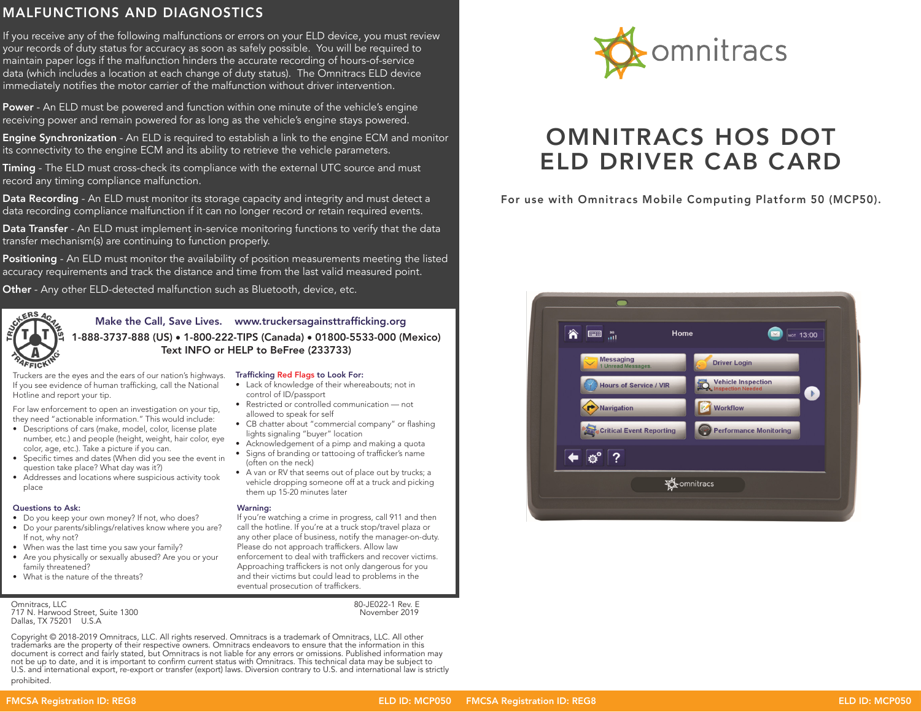## MALFUNCTIONS AND DIAGNOSTICS

If you receive any of the following malfunctions or errors on your ELD device, you must review your records of duty status for accuracy as soon as safely possible. You will be required to maintain paper logs if the malfunction hinders the accurate recording of hours-of-service data (which includes a location at each change of duty status). The Omnitracs ELD device immediately notifies the motor carrier of the malfunction without driver intervention.

**Power** - An ELD must be powered and function within one minute of the vehicle's engine receiving power and remain powered for as long as the vehicle's engine stays powered.

**Engine Synchronization** - An ELD is required to establish a link to the engine ECM and monitor its connectivity to the engine ECM and its ability to retrieve the vehicle parameters.

**Timing** - The ELD must cross-check its compliance with the external UTC source and must record any timing compliance malfunction.

**Data Recording** - An ELD must monitor its storage capacity and integrity and must detect a data recording compliance malfunction if it can no longer record or retain required events.

**Data Transfer** - An ELD must implement in-service monitoring functions to verify that the data transfer mechanism(s) are continuing to function properly.

**Positioning** - An ELD must monitor the availability of position measurements meeting the listed accuracy requirements and track the distance and time from the last valid measured point.

**Other** - Any other ELD-detected malfunction such as Bluetooth, device, etc.

**Make the Call, Save Lives.** **www.truckersagainsttrafficking.org**

**1-888-3737-888 (US) • 1-800-222-TIPS (Canada) • 01800-5533-000 (Mexico)**

**Text INFO or HELP to BeFree (233733)**

Truckers are the eyes and the ears of our nation's highways. If you see evidence of human trafficking, call the National Hotline and report your tip.

For law enforcement to open an investigation on your tip, they need "actionable information." This would include:

- Descriptions of cars (make, model, color, license plate number, etc.) and people (height, weight, hair color, eye color, age, etc.). Take a picture if you can.
- Specific times and dates (When did you see the event in question take place? What day was it?)
- Addresses and locations where suspicious activity took place

**Questions to Ask:**

- Do you keep your own money? If not, who does?
- Do your parents/siblings/relatives know where you are? If not, why not?
- When was the last time you saw your family?
- Are you physically or sexually abused? Are you or your family threatened?
- What is the nature of the threats?

**Trafficking Red Flags to Look For:**

- Lack of knowledge of their whereabouts; not in control of ID/passport
- Restricted or controlled communication — not allowed to speak for self
- CB chatter about "commercial company" or flashing lights signaling "buyer" location
- Acknowledgement of a pimp and making a quota
- Signs of branding or tattooing of trafficker's name (often on the neck)
- A van or RV that seems out of place out by trucks; a vehicle dropping someone off at a truck and picking them up 15-20 minutes later

**Warning:**

If you're watching a crime in progress, call 911 and then call the hotline. If you're at a truck stop/travel plaza or any other place of business, notify the manager-on-duty. Please do not approach traffickers. Allow law enforcement to deal with traffickers and recover victims. Approaching traffickers is not only dangerous for you and their victims but could lead to problems in the eventual prosecution of traffickers.

Omnitracs, LLC
717 N. Harwood Street, Suite 1300
Dallas, TX 75201 U.S.A

80-JE022-1 Rev. E
November 2019

Copyright © 2018-2019 Omnitracs, LLC. All rights reserved. Omnitracs is a trademark of Omnitracs, LLC. All other trademarks are the property of their respective owners. Omnitracs endeavors to ensure that the information in this document is correct and fairly stated, but Omnitracs is not liable for any errors or omissions. Published information may not be up to date, and it is important to confirm current status with Omnitracs. This technical data may be subject to U.S. and international export, re-export or transfer (export) laws. Diversion contrary to U.S. and international law is strictly prohibited.

**FMCSA Registration ID: REG8** **ELD ID: MCP050**

omnitracs

# OMNITRACS HOS DOT ELD DRIVER CAB CARD

For use with Omnitracs Mobile Computing Platform 50 (MCP50).

**FMCSA Registration ID: REG8** **ELD ID: MCP050**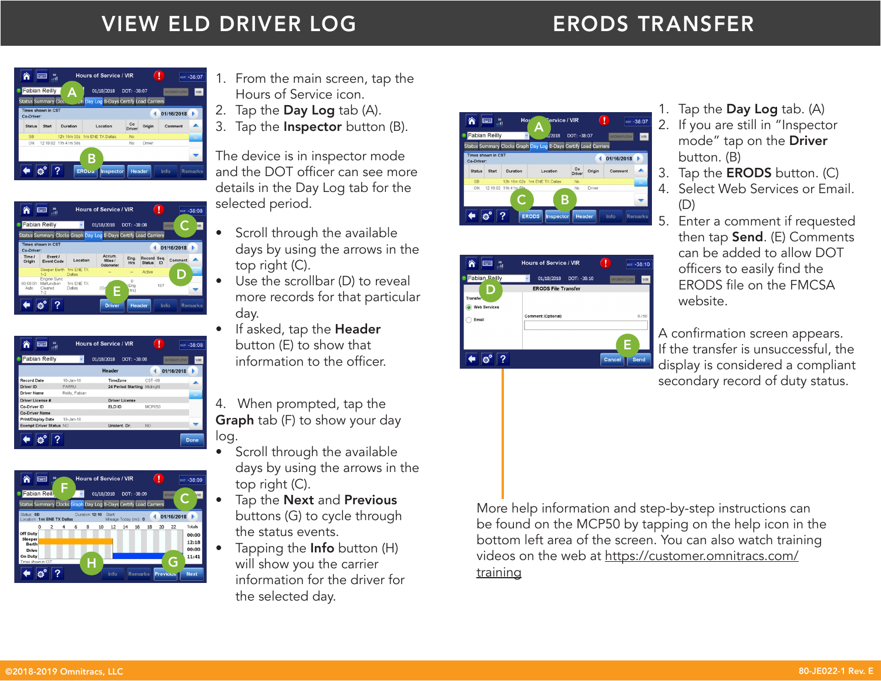# VIEW ELD DRIVER LOG

1. From the main screen, tap the Hours of Service icon.
2. Tap the **Day Log** tab (A).
3. Tap the **Inspector** button (B).

The device is in inspector mode and the DOT officer can see more details in the Day Log tab for the selected period.

- Scroll through the available days by using the arrows in the top right (C).
- Use the scrollbar (D) to reveal more records for that particular day.
- If asked, tap the **Header** button (E) to show that information to the officer.

4. When prompted, tap the **Graph** tab (F) to show your day log.

- Scroll through the available days by using the arrows in the top right (C).
- Tap the **Next** and **Previous** buttons (G) to cycle through the status events.
- Tapping the **Info** button (H) will show you the carrier information for the driver for the selected day.

# ERODS TRANSFER

1. Tap the **Day Log** tab. (A)
2. If you are still in "Inspector mode" tap on the **Driver** button. (B)
3. Tap the **ERODS** button. (C)
4. Select Web Services or Email. (D)
5. Enter a comment if requested then tap **Send**. (E) Comments can be added to allow DOT officers to easily find the ERODS file on the FMCSA website.

A confirmation screen appears. If the transfer is unsuccessful, the display is considered a compliant secondary record of duty status.

More help information and step-by-step instructions can be found on the MCP50 by tapping on the help icon in the bottom left area of the screen. You can also watch training videos on the web at https://customer.omnitracs.com/training

©2018-2019 Omnitracs, LLC

80-JE022-1 Rev. E